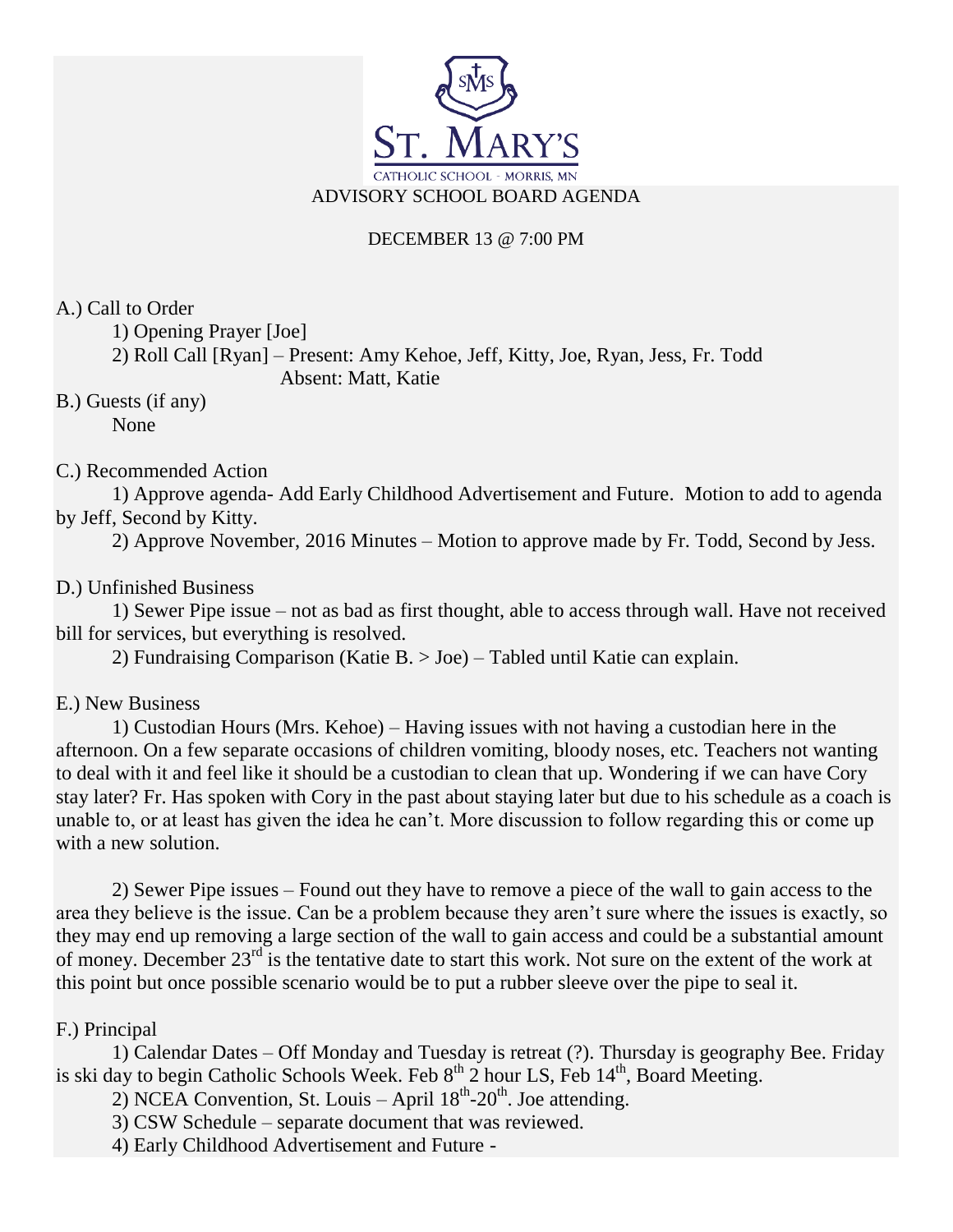ST. MARY'S

CATHOLIC SCHOOL - MORRIS, MN

# ADVISORY SCHOOL BOARD AGENDA

DECEMBER 13 @ 7:00 PM

A.) Call to Order

1) Opening Prayer [Joe]

2) Roll Call [Ryan] – Present: Amy Kehoe, Jeff, Kitty, Joe, Ryan, Jess, Fr. Todd
Absent: Matt, Katie

B.) Guests (if any)

None

C.) Recommended Action

1) Approve agenda- Add Early Childhood Advertisement and Future. Motion to add to agenda by Jeff, Second by Kitty.

2) Approve November, 2016 Minutes – Motion to approve made by Fr. Todd, Second by Jess.

D.) Unfinished Business

1) Sewer Pipe issue – not as bad as first thought, able to access through wall. Have not received bill for services, but everything is resolved.

2) Fundraising Comparison (Katie B. > Joe) – Tabled until Katie can explain.

E.) New Business

1) Custodian Hours (Mrs. Kehoe) – Having issues with not having a custodian here in the afternoon. On a few separate occasions of children vomiting, bloody noses, etc. Teachers not wanting to deal with it and feel like it should be a custodian to clean that up. Wondering if we can have Cory stay later? Fr. Has spoken with Cory in the past about staying later but due to his schedule as a coach is unable to, or at least has given the idea he can't. More discussion to follow regarding this or come up with a new solution.

2) Sewer Pipe issues – Found out they have to remove a piece of the wall to gain access to the area they believe is the issue. Can be a problem because they aren't sure where the issues is exactly, so they may end up removing a large section of the wall to gain access and could be a substantial amount of money. December 23rd is the tentative date to start this work. Not sure on the extent of the work at this point but once possible scenario would be to put a rubber sleeve over the pipe to seal it.

F.) Principal

1) Calendar Dates – Off Monday and Tuesday is retreat (?). Thursday is geography Bee. Friday is ski day to begin Catholic Schools Week. Feb 8th 2 hour LS, Feb 14th, Board Meeting.

2) NCEA Convention, St. Louis – April 18th-20th. Joe attending.

3) CSW Schedule – separate document that was reviewed.

4) Early Childhood Advertisement and Future -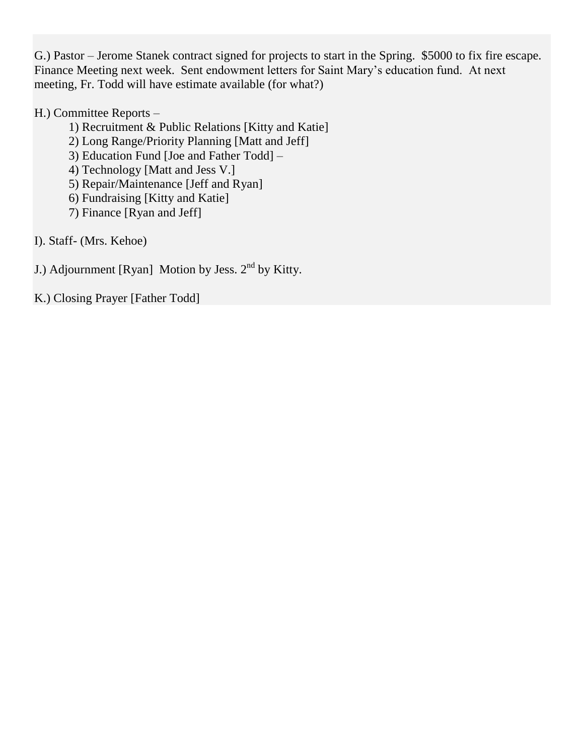G.) Pastor – Jerome Stanek contract signed for projects to start in the Spring. $5000 to fix fire escape. Finance Meeting next week. Sent endowment letters for Saint Mary's education fund. At next meeting, Fr. Todd will have estimate available (for what?)

H.) Committee Reports –

1) Recruitment & Public Relations [Kitty and Katie]
2) Long Range/Priority Planning [Matt and Jeff]
3) Education Fund [Joe and Father Todd] –
4) Technology [Matt and Jess V.]
5) Repair/Maintenance [Jeff and Ryan]
6) Fundraising [Kitty and Katie]
7) Finance [Ryan and Jeff]

I). Staff- (Mrs. Kehoe)

J.) Adjournment [Ryan] Motion by Jess. 2nd by Kitty.

K.) Closing Prayer [Father Todd]